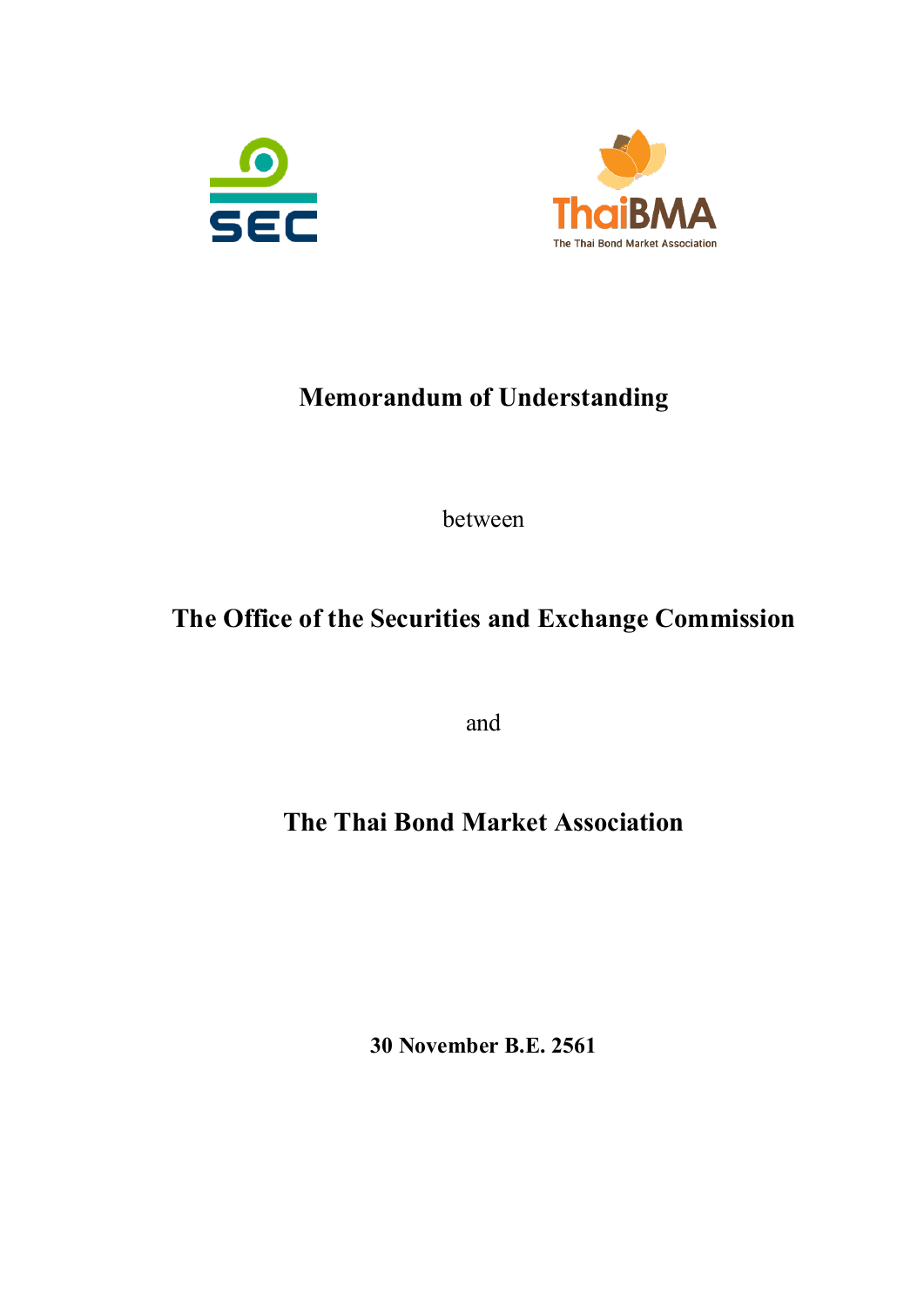# Memorandum of Understanding

between

## The Office of the Securities and Exchange Commission

and

## The Thai Bond Market Association

**30 November B.E. 2561**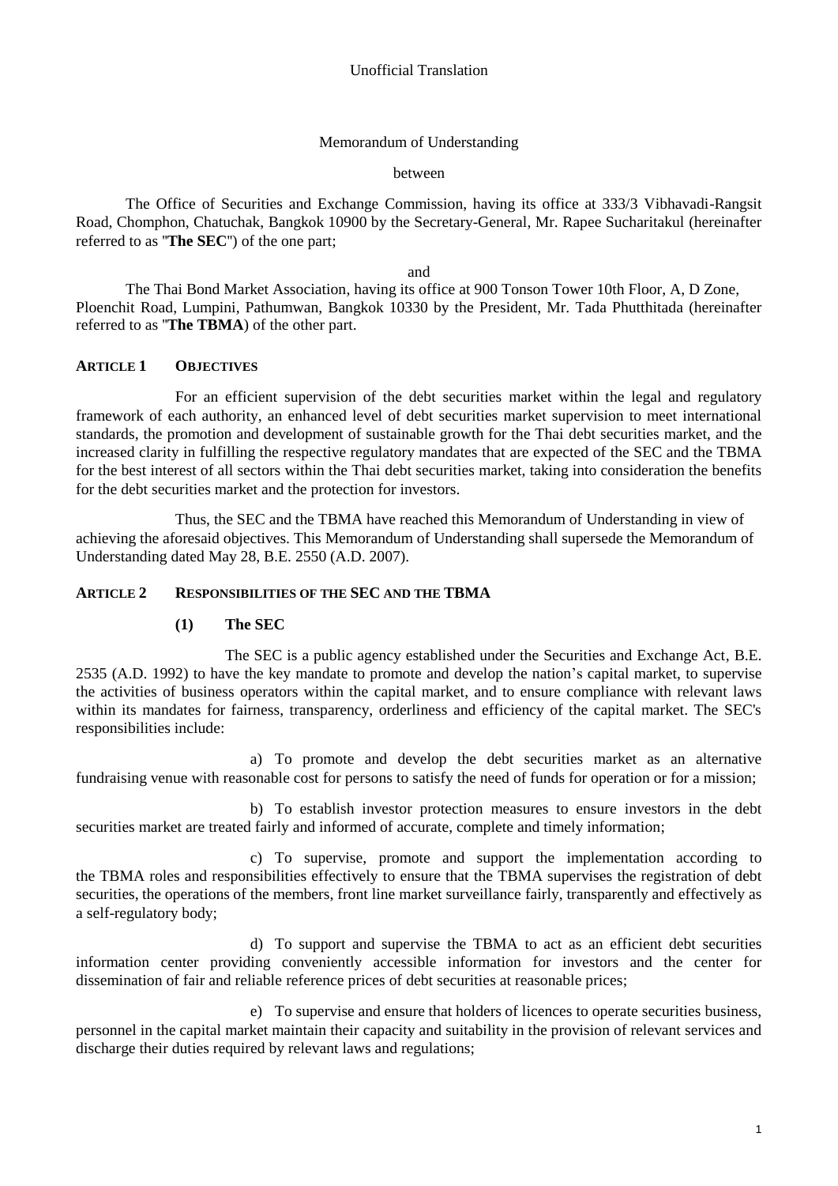Unofficial Translation

Memorandum of Understanding

between

The Office of Securities and Exchange Commission, having its office at 333/3 Vibhavadi-Rangsit Road, Chomphon, Chatuchak, Bangkok 10900 by the Secretary-General, Mr. Rapee Sucharitakul (hereinafter referred to as "**The SEC**") of the one part;

and

The Thai Bond Market Association, having its office at 900 Tonson Tower 10th Floor, A, D Zone, Ploenchit Road, Lumpini, Pathumwan, Bangkok 10330 by the President, Mr. Tada Phutthitada (hereinafter referred to as "**The TBMA**) of the other part.

## ARTICLE 1 OBJECTIVES

For an efficient supervision of the debt securities market within the legal and regulatory framework of each authority, an enhanced level of debt securities market supervision to meet international standards, the promotion and development of sustainable growth for the Thai debt securities market, and the increased clarity in fulfilling the respective regulatory mandates that are expected of the SEC and the TBMA for the best interest of all sectors within the Thai debt securities market, taking into consideration the benefits for the debt securities market and the protection for investors.

Thus, the SEC and the TBMA have reached this Memorandum of Understanding in view of achieving the aforesaid objectives. This Memorandum of Understanding shall supersede the Memorandum of Understanding dated May 28, B.E. 2550 (A.D. 2007).

## ARTICLE 2 RESPONSIBILITIES OF THE SEC AND THE TBMA

### (1) The SEC

The SEC is a public agency established under the Securities and Exchange Act, B.E. 2535 (A.D. 1992) to have the key mandate to promote and develop the nation's capital market, to supervise the activities of business operators within the capital market, and to ensure compliance with relevant laws within its mandates for fairness, transparency, orderliness and efficiency of the capital market. The SEC's responsibilities include:

a) To promote and develop the debt securities market as an alternative fundraising venue with reasonable cost for persons to satisfy the need of funds for operation or for a mission;

b) To establish investor protection measures to ensure investors in the debt securities market are treated fairly and informed of accurate, complete and timely information;

c) To supervise, promote and support the implementation according to the TBMA roles and responsibilities effectively to ensure that the TBMA supervises the registration of debt securities, the operations of the members, front line market surveillance fairly, transparently and effectively as a self-regulatory body;

d) To support and supervise the TBMA to act as an efficient debt securities information center providing conveniently accessible information for investors and the center for dissemination of fair and reliable reference prices of debt securities at reasonable prices;

e) To supervise and ensure that holders of licences to operate securities business, personnel in the capital market maintain their capacity and suitability in the provision of relevant services and discharge their duties required by relevant laws and regulations;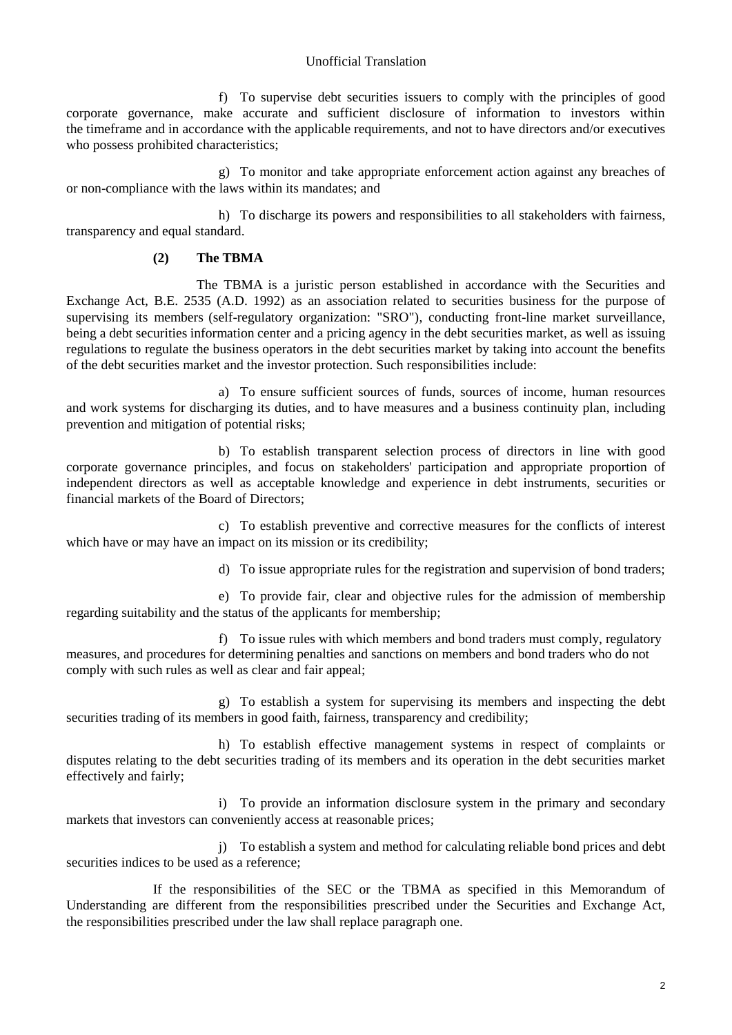f) To supervise debt securities issuers to comply with the principles of good corporate governance, make accurate and sufficient disclosure of information to investors within the timeframe and in accordance with the applicable requirements, and not to have directors and/or executives who possess prohibited characteristics;

g) To monitor and take appropriate enforcement action against any breaches of or non-compliance with the laws within its mandates; and

h) To discharge its powers and responsibilities to all stakeholders with fairness, transparency and equal standard.

**(2) The TBMA**

The TBMA is a juristic person established in accordance with the Securities and Exchange Act, B.E. 2535 (A.D. 1992) as an association related to securities business for the purpose of supervising its members (self-regulatory organization: "SRO"), conducting front-line market surveillance, being a debt securities information center and a pricing agency in the debt securities market, as well as issuing regulations to regulate the business operators in the debt securities market by taking into account the benefits of the debt securities market and the investor protection. Such responsibilities include:

a) To ensure sufficient sources of funds, sources of income, human resources and work systems for discharging its duties, and to have measures and a business continuity plan, including prevention and mitigation of potential risks;

b) To establish transparent selection process of directors in line with good corporate governance principles, and focus on stakeholders' participation and appropriate proportion of independent directors as well as acceptable knowledge and experience in debt instruments, securities or financial markets of the Board of Directors;

c) To establish preventive and corrective measures for the conflicts of interest which have or may have an impact on its mission or its credibility;

d) To issue appropriate rules for the registration and supervision of bond traders;

e) To provide fair, clear and objective rules for the admission of membership regarding suitability and the status of the applicants for membership;

f) To issue rules with which members and bond traders must comply, regulatory measures, and procedures for determining penalties and sanctions on members and bond traders who do not comply with such rules as well as clear and fair appeal;

g) To establish a system for supervising its members and inspecting the debt securities trading of its members in good faith, fairness, transparency and credibility;

h) To establish effective management systems in respect of complaints or disputes relating to the debt securities trading of its members and its operation in the debt securities market effectively and fairly;

i) To provide an information disclosure system in the primary and secondary markets that investors can conveniently access at reasonable prices;

j) To establish a system and method for calculating reliable bond prices and debt securities indices to be used as a reference;

If the responsibilities of the SEC or the TBMA as specified in this Memorandum of Understanding are different from the responsibilities prescribed under the Securities and Exchange Act, the responsibilities prescribed under the law shall replace paragraph one.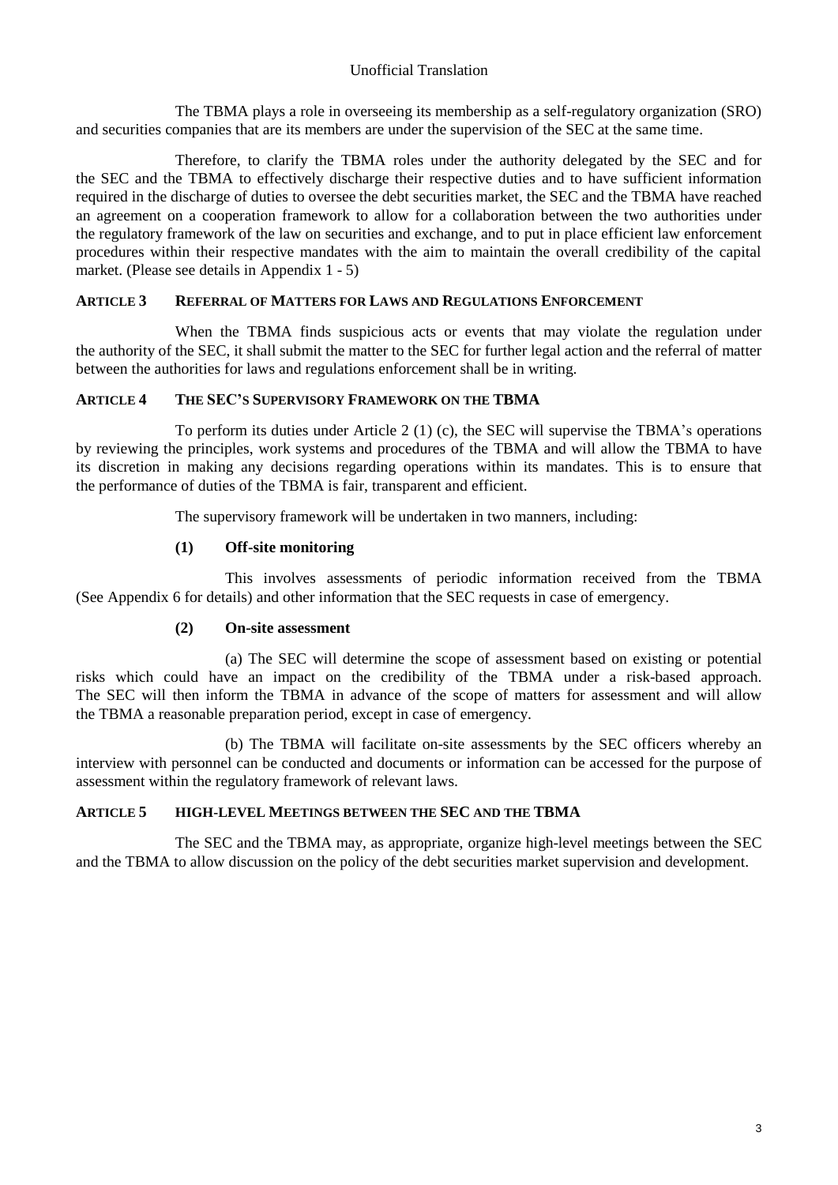The TBMA plays a role in overseeing its membership as a self-regulatory organization (SRO) and securities companies that are its members are under the supervision of the SEC at the same time.

Therefore, to clarify the TBMA roles under the authority delegated by the SEC and for the SEC and the TBMA to effectively discharge their respective duties and to have sufficient information required in the discharge of duties to oversee the debt securities market, the SEC and the TBMA have reached an agreement on a cooperation framework to allow for a collaboration between the two authorities under the regulatory framework of the law on securities and exchange, and to put in place efficient law enforcement procedures within their respective mandates with the aim to maintain the overall credibility of the capital market. (Please see details in Appendix 1 - 5)

## ARTICLE 3 REFERRAL OF MATTERS FOR LAWS AND REGULATIONS ENFORCEMENT

When the TBMA finds suspicious acts or events that may violate the regulation under the authority of the SEC, it shall submit the matter to the SEC for further legal action and the referral of matter between the authorities for laws and regulations enforcement shall be in writing.

## ARTICLE 4 THE SEC'S SUPERVISORY FRAMEWORK ON THE TBMA

To perform its duties under Article 2 (1) (c), the SEC will supervise the TBMA's operations by reviewing the principles, work systems and procedures of the TBMA and will allow the TBMA to have its discretion in making any decisions regarding operations within its mandates. This is to ensure that the performance of duties of the TBMA is fair, transparent and efficient.

The supervisory framework will be undertaken in two manners, including:

**(1) Off-site monitoring**

This involves assessments of periodic information received from the TBMA (See Appendix 6 for details) and other information that the SEC requests in case of emergency.

**(2) On-site assessment**

(a) The SEC will determine the scope of assessment based on existing or potential risks which could have an impact on the credibility of the TBMA under a risk-based approach. The SEC will then inform the TBMA in advance of the scope of matters for assessment and will allow the TBMA a reasonable preparation period, except in case of emergency.

(b) The TBMA will facilitate on-site assessments by the SEC officers whereby an interview with personnel can be conducted and documents or information can be accessed for the purpose of assessment within the regulatory framework of relevant laws.

## ARTICLE 5 HIGH-LEVEL MEETINGS BETWEEN THE SEC AND THE TBMA

The SEC and the TBMA may, as appropriate, organize high-level meetings between the SEC and the TBMA to allow discussion on the policy of the debt securities market supervision and development.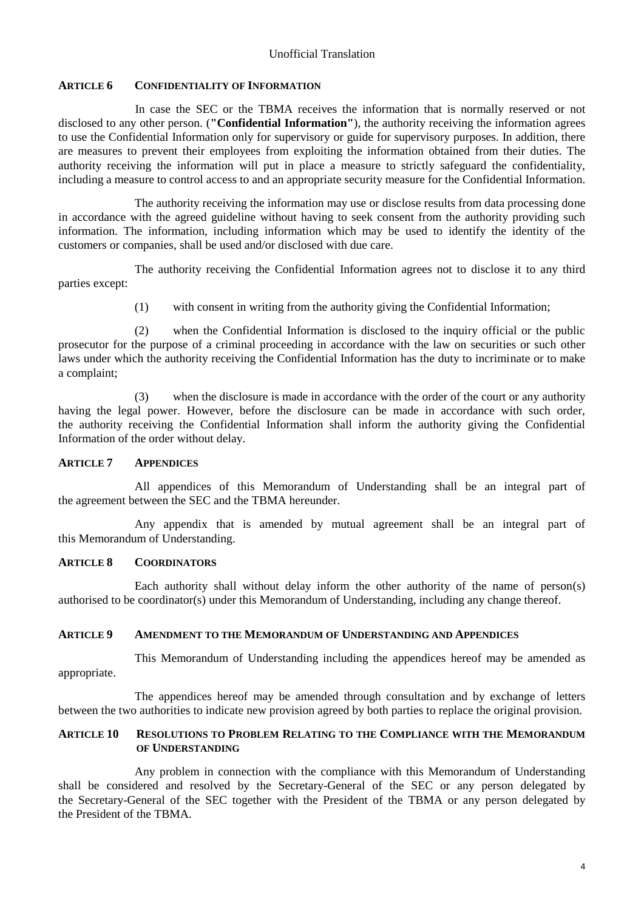Unofficial Translation

**ARTICLE 6 CONFIDENTIALITY OF INFORMATION**

In case the SEC or the TBMA receives the information that is normally reserved or not disclosed to any other person. (**"Confidential Information"**), the authority receiving the information agrees to use the Confidential Information only for supervisory or guide for supervisory purposes. In addition, there are measures to prevent their employees from exploiting the information obtained from their duties. The authority receiving the information will put in place a measure to strictly safeguard the confidentiality, including a measure to control access to and an appropriate security measure for the Confidential Information.

The authority receiving the information may use or disclose results from data processing done in accordance with the agreed guideline without having to seek consent from the authority providing such information. The information, including information which may be used to identify the identity of the customers or companies, shall be used and/or disclosed with due care.

The authority receiving the Confidential Information agrees not to disclose it to any third parties except:

(1) with consent in writing from the authority giving the Confidential Information;

(2) when the Confidential Information is disclosed to the inquiry official or the public prosecutor for the purpose of a criminal proceeding in accordance with the law on securities or such other laws under which the authority receiving the Confidential Information has the duty to incriminate or to make a complaint;

(3) when the disclosure is made in accordance with the order of the court or any authority having the legal power. However, before the disclosure can be made in accordance with such order, the authority receiving the Confidential Information shall inform the authority giving the Confidential Information of the order without delay.

**ARTICLE 7 APPENDICES**

All appendices of this Memorandum of Understanding shall be an integral part of the agreement between the SEC and the TBMA hereunder.

Any appendix that is amended by mutual agreement shall be an integral part of this Memorandum of Understanding.

**ARTICLE 8 COORDINATORS**

Each authority shall without delay inform the other authority of the name of person(s) authorised to be coordinator(s) under this Memorandum of Understanding, including any change thereof.

**ARTICLE 9 AMENDMENT TO THE MEMORANDUM OF UNDERSTANDING AND APPENDICES**

This Memorandum of Understanding including the appendices hereof may be amended as appropriate.

The appendices hereof may be amended through consultation and by exchange of letters between the two authorities to indicate new provision agreed by both parties to replace the original provision.

**ARTICLE 10 RESOLUTIONS TO PROBLEM RELATING TO THE COMPLIANCE WITH THE MEMORANDUM OF UNDERSTANDING**

Any problem in connection with the compliance with this Memorandum of Understanding shall be considered and resolved by the Secretary-General of the SEC or any person delegated by the Secretary-General of the SEC together with the President of the TBMA or any person delegated by the President of the TBMA.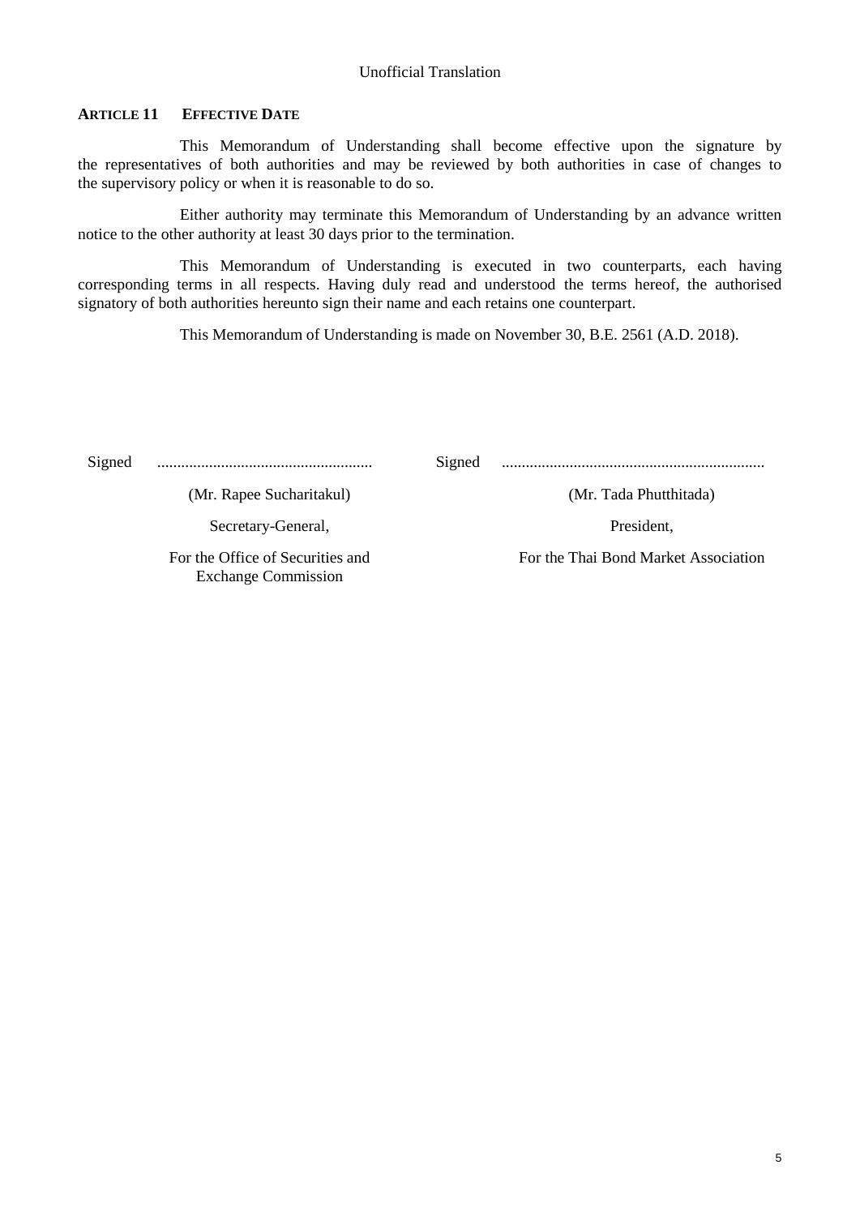Unofficial Translation

**ARTICLE 11 EFFECTIVE DATE**

This Memorandum of Understanding shall become effective upon the signature by the representatives of both authorities and may be reviewed by both authorities in case of changes to the supervisory policy or when it is reasonable to do so.

Either authority may terminate this Memorandum of Understanding by an advance written notice to the other authority at least 30 days prior to the termination.

This Memorandum of Understanding is executed in two counterparts, each having corresponding terms in all respects. Having duly read and understood the terms hereof, the authorised signatory of both authorities hereunto sign their name and each retains one counterpart.

This Memorandum of Understanding is made on November 30, B.E. 2561 (A.D. 2018).

Signed ......................................................

(Mr. Rapee Sucharitakul)

Secretary-General,

For the Office of Securities and Exchange Commission

Signed ..................................................................

(Mr. Tada Phutthitada)

President,

For the Thai Bond Market Association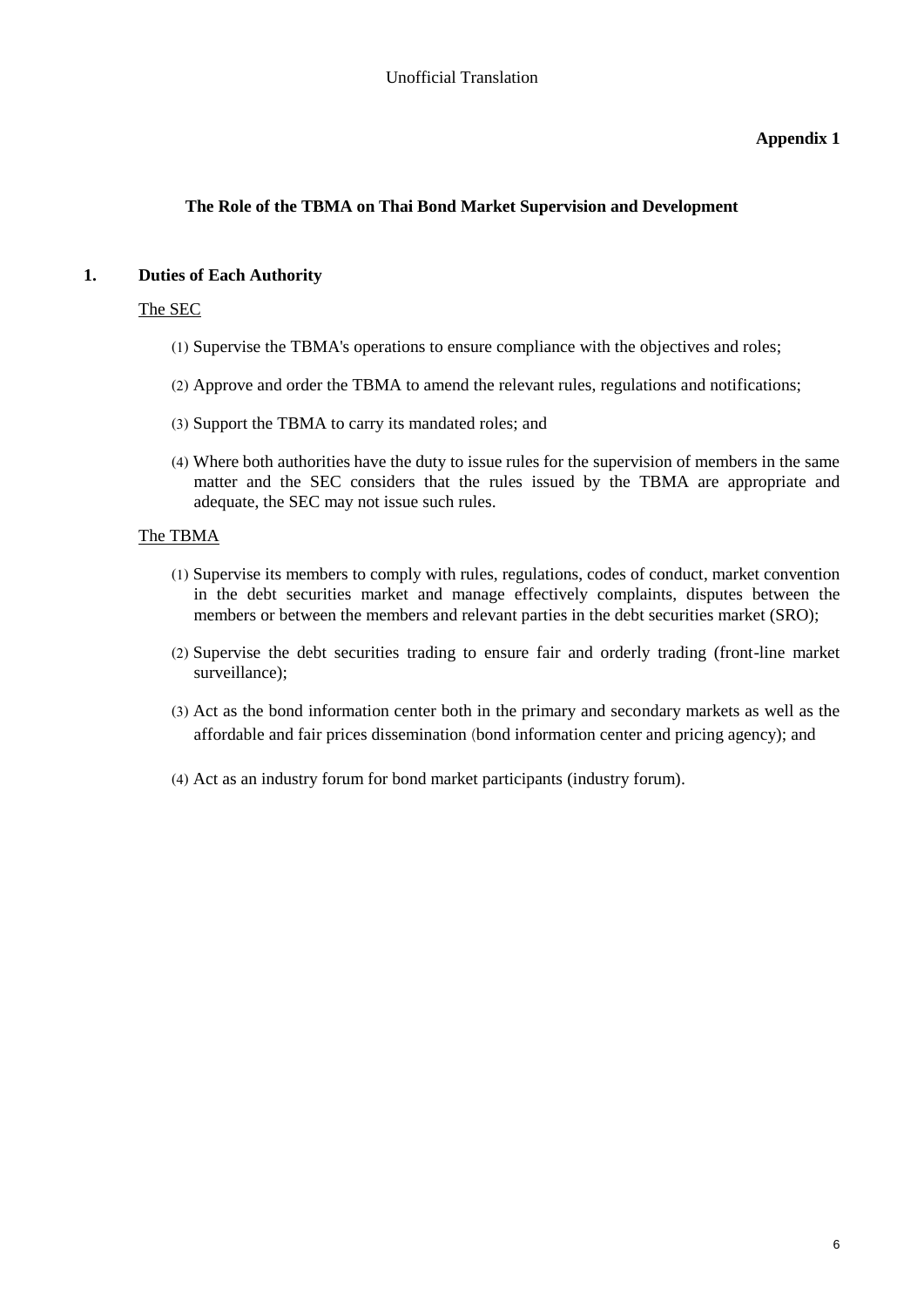Unofficial Translation

**Appendix 1**

## The Role of the TBMA on Thai Bond Market Supervision and Development

### 1. Duties of Each Authority

The SEC

(1) Supervise the TBMA's operations to ensure compliance with the objectives and roles;

(2) Approve and order the TBMA to amend the relevant rules, regulations and notifications;

(3) Support the TBMA to carry its mandated roles; and

(4) Where both authorities have the duty to issue rules for the supervision of members in the same matter and the SEC considers that the rules issued by the TBMA are appropriate and adequate, the SEC may not issue such rules.

The TBMA

(1) Supervise its members to comply with rules, regulations, codes of conduct, market convention in the debt securities market and manage effectively complaints, disputes between the members or between the members and relevant parties in the debt securities market (SRO);

(2) Supervise the debt securities trading to ensure fair and orderly trading (front-line market surveillance);

(3) Act as the bond information center both in the primary and secondary markets as well as the affordable and fair prices dissemination (bond information center and pricing agency); and

(4) Act as an industry forum for bond market participants (industry forum).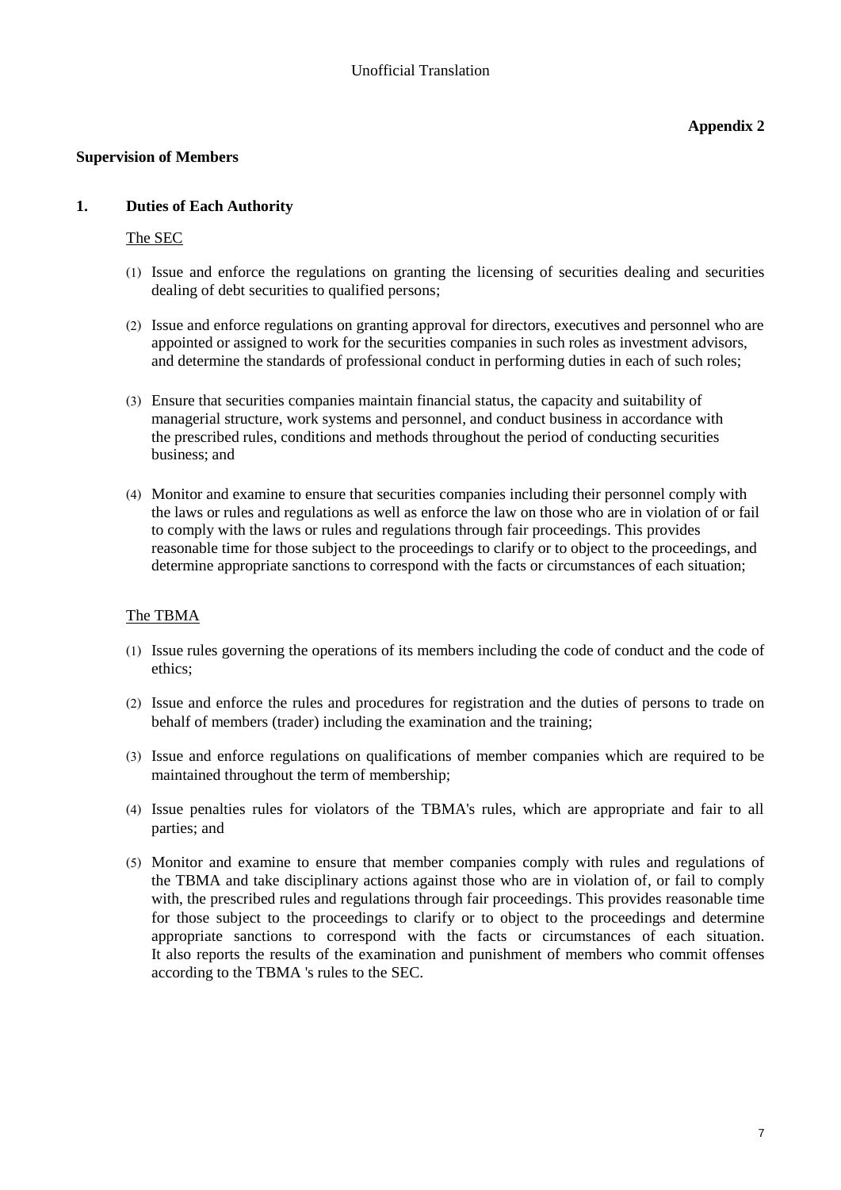Unofficial Translation

**Appendix 2**

**Supervision of Members**

## 1. Duties of Each Authority

The SEC

(1) Issue and enforce the regulations on granting the licensing of securities dealing and securities dealing of debt securities to qualified persons;

(2) Issue and enforce regulations on granting approval for directors, executives and personnel who are appointed or assigned to work for the securities companies in such roles as investment advisors, and determine the standards of professional conduct in performing duties in each of such roles;

(3) Ensure that securities companies maintain financial status, the capacity and suitability of managerial structure, work systems and personnel, and conduct business in accordance with the prescribed rules, conditions and methods throughout the period of conducting securities business; and

(4) Monitor and examine to ensure that securities companies including their personnel comply with the laws or rules and regulations as well as enforce the law on those who are in violation of or fail to comply with the laws or rules and regulations through fair proceedings. This provides reasonable time for those subject to the proceedings to clarify or to object to the proceedings, and determine appropriate sanctions to correspond with the facts or circumstances of each situation;

The TBMA

(1) Issue rules governing the operations of its members including the code of conduct and the code of ethics;

(2) Issue and enforce the rules and procedures for registration and the duties of persons to trade on behalf of members (trader) including the examination and the training;

(3) Issue and enforce regulations on qualifications of member companies which are required to be maintained throughout the term of membership;

(4) Issue penalties rules for violators of the TBMA's rules, which are appropriate and fair to all parties; and

(5) Monitor and examine to ensure that member companies comply with rules and regulations of the TBMA and take disciplinary actions against those who are in violation of, or fail to comply with, the prescribed rules and regulations through fair proceedings. This provides reasonable time for those subject to the proceedings to clarify or to object to the proceedings and determine appropriate sanctions to correspond with the facts or circumstances of each situation. It also reports the results of the examination and punishment of members who commit offenses according to the TBMA 's rules to the SEC.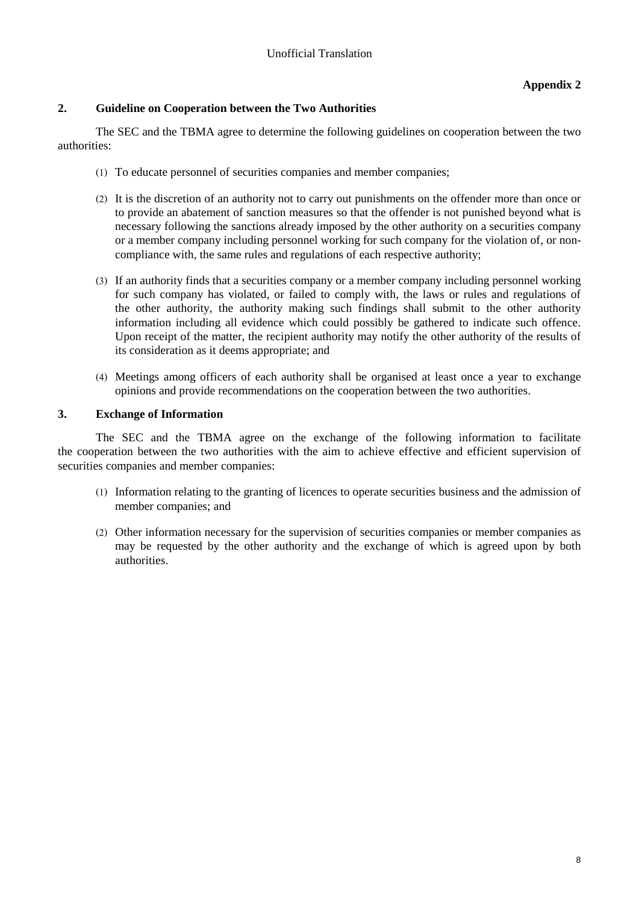Unofficial Translation

**Appendix 2**

## 2. Guideline on Cooperation between the Two Authorities

The SEC and the TBMA agree to determine the following guidelines on cooperation between the two authorities:

(1) To educate personnel of securities companies and member companies;

(2) It is the discretion of an authority not to carry out punishments on the offender more than once or to provide an abatement of sanction measures so that the offender is not punished beyond what is necessary following the sanctions already imposed by the other authority on a securities company or a member company including personnel working for such company for the violation of, or non-compliance with, the same rules and regulations of each respective authority;

(3) If an authority finds that a securities company or a member company including personnel working for such company has violated, or failed to comply with, the laws or rules and regulations of the other authority, the authority making such findings shall submit to the other authority information including all evidence which could possibly be gathered to indicate such offence. Upon receipt of the matter, the recipient authority may notify the other authority of the results of its consideration as it deems appropriate; and

(4) Meetings among officers of each authority shall be organised at least once a year to exchange opinions and provide recommendations on the cooperation between the two authorities.

## 3. Exchange of Information

The SEC and the TBMA agree on the exchange of the following information to facilitate the cooperation between the two authorities with the aim to achieve effective and efficient supervision of securities companies and member companies:

(1) Information relating to the granting of licences to operate securities business and the admission of member companies; and

(2) Other information necessary for the supervision of securities companies or member companies as may be requested by the other authority and the exchange of which is agreed upon by both authorities.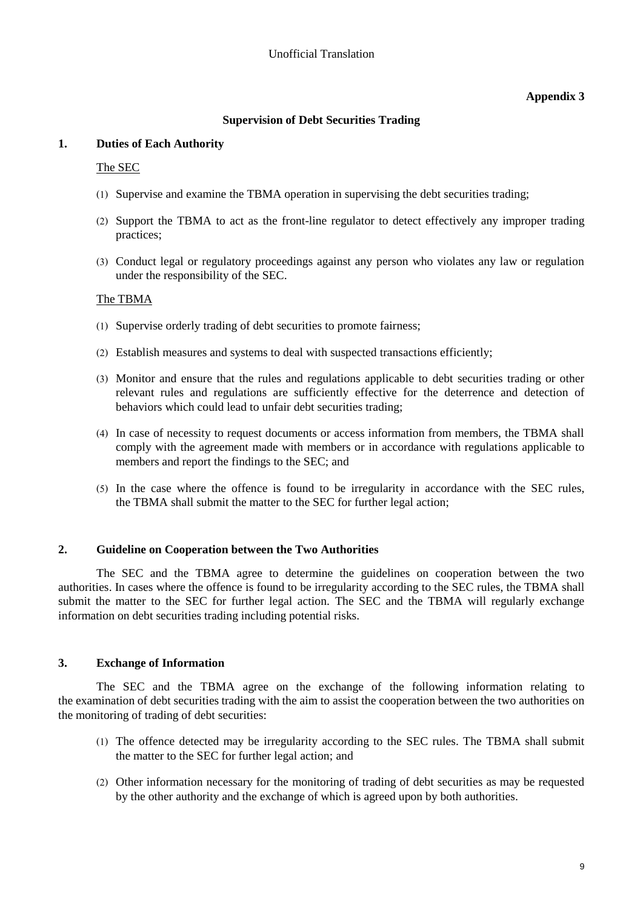Unofficial Translation

**Appendix 3**

## Supervision of Debt Securities Trading

### 1. Duties of Each Authority

The SEC

(1) Supervise and examine the TBMA operation in supervising the debt securities trading;

(2) Support the TBMA to act as the front-line regulator to detect effectively any improper trading practices;

(3) Conduct legal or regulatory proceedings against any person who violates any law or regulation under the responsibility of the SEC.

The TBMA

(1) Supervise orderly trading of debt securities to promote fairness;

(2) Establish measures and systems to deal with suspected transactions efficiently;

(3) Monitor and ensure that the rules and regulations applicable to debt securities trading or other relevant rules and regulations are sufficiently effective for the deterrence and detection of behaviors which could lead to unfair debt securities trading;

(4) In case of necessity to request documents or access information from members, the TBMA shall comply with the agreement made with members or in accordance with regulations applicable to members and report the findings to the SEC; and

(5) In the case where the offence is found to be irregularity in accordance with the SEC rules, the TBMA shall submit the matter to the SEC for further legal action;

### 2. Guideline on Cooperation between the Two Authorities

The SEC and the TBMA agree to determine the guidelines on cooperation between the two authorities. In cases where the offence is found to be irregularity according to the SEC rules, the TBMA shall submit the matter to the SEC for further legal action. The SEC and the TBMA will regularly exchange information on debt securities trading including potential risks.

### 3. Exchange of Information

The SEC and the TBMA agree on the exchange of the following information relating to the examination of debt securities trading with the aim to assist the cooperation between the two authorities on the monitoring of trading of debt securities:

(1) The offence detected may be irregularity according to the SEC rules. The TBMA shall submit the matter to the SEC for further legal action; and

(2) Other information necessary for the monitoring of trading of debt securities as may be requested by the other authority and the exchange of which is agreed upon by both authorities.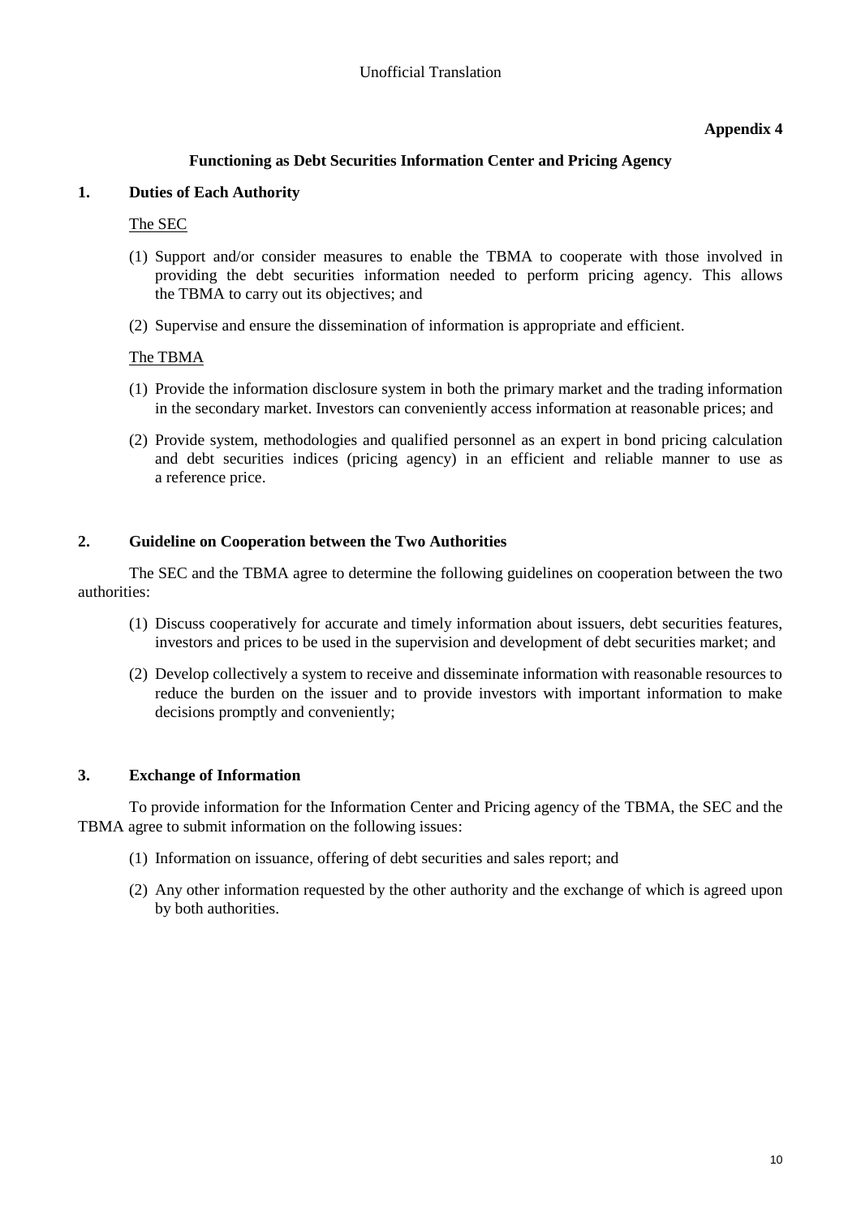Unofficial Translation

**Appendix 4**

## Functioning as Debt Securities Information Center and Pricing Agency

### 1. Duties of Each Authority

The SEC

(1) Support and/or consider measures to enable the TBMA to cooperate with those involved in providing the debt securities information needed to perform pricing agency. This allows the TBMA to carry out its objectives; and

(2) Supervise and ensure the dissemination of information is appropriate and efficient.

The TBMA

(1) Provide the information disclosure system in both the primary market and the trading information in the secondary market. Investors can conveniently access information at reasonable prices; and

(2) Provide system, methodologies and qualified personnel as an expert in bond pricing calculation and debt securities indices (pricing agency) in an efficient and reliable manner to use as a reference price.

### 2. Guideline on Cooperation between the Two Authorities

The SEC and the TBMA agree to determine the following guidelines on cooperation between the two authorities:

(1) Discuss cooperatively for accurate and timely information about issuers, debt securities features, investors and prices to be used in the supervision and development of debt securities market; and

(2) Develop collectively a system to receive and disseminate information with reasonable resources to reduce the burden on the issuer and to provide investors with important information to make decisions promptly and conveniently;

### 3. Exchange of Information

To provide information for the Information Center and Pricing agency of the TBMA, the SEC and the TBMA agree to submit information on the following issues:

(1) Information on issuance, offering of debt securities and sales report; and

(2) Any other information requested by the other authority and the exchange of which is agreed upon by both authorities.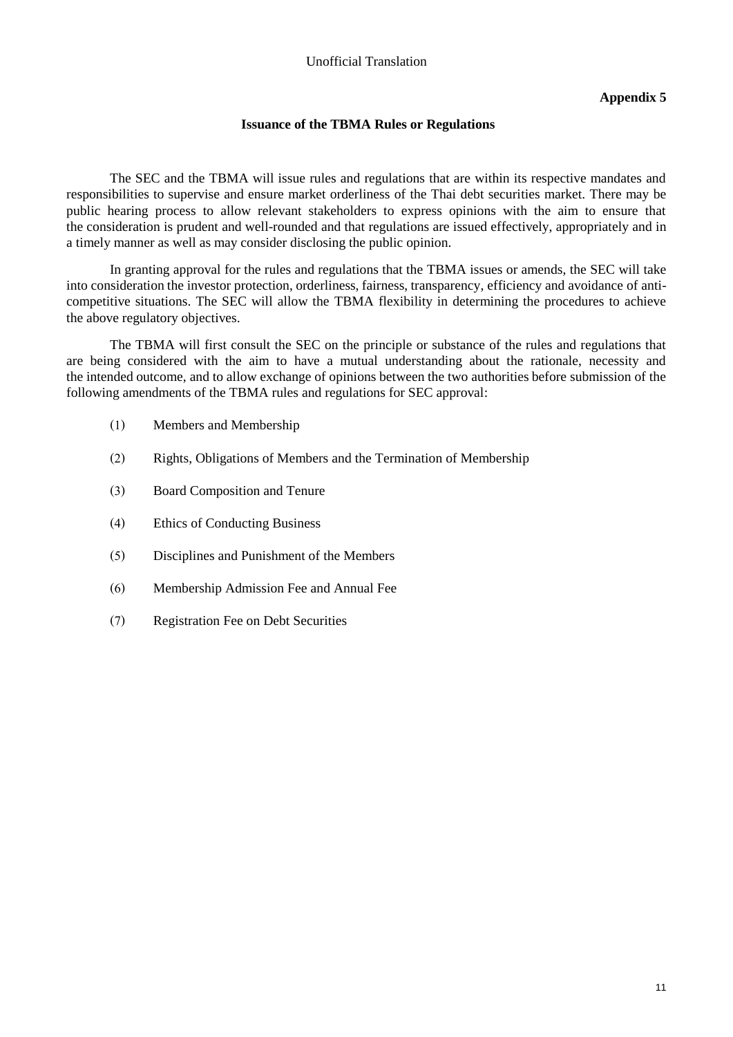Unofficial Translation

**Appendix 5**

## Issuance of the TBMA Rules or Regulations

The SEC and the TBMA will issue rules and regulations that are within its respective mandates and responsibilities to supervise and ensure market orderliness of the Thai debt securities market. There may be public hearing process to allow relevant stakeholders to express opinions with the aim to ensure that the consideration is prudent and well-rounded and that regulations are issued effectively, appropriately and in a timely manner as well as may consider disclosing the public opinion.

In granting approval for the rules and regulations that the TBMA issues or amends, the SEC will take into consideration the investor protection, orderliness, fairness, transparency, efficiency and avoidance of anti-competitive situations. The SEC will allow the TBMA flexibility in determining the procedures to achieve the above regulatory objectives.

The TBMA will first consult the SEC on the principle or substance of the rules and regulations that are being considered with the aim to have a mutual understanding about the rationale, necessity and the intended outcome, and to allow exchange of opinions between the two authorities before submission of the following amendments of the TBMA rules and regulations for SEC approval:

(1) Members and Membership

(2) Rights, Obligations of Members and the Termination of Membership

(3) Board Composition and Tenure

(4) Ethics of Conducting Business

(5) Disciplines and Punishment of the Members

(6) Membership Admission Fee and Annual Fee

(7) Registration Fee on Debt Securities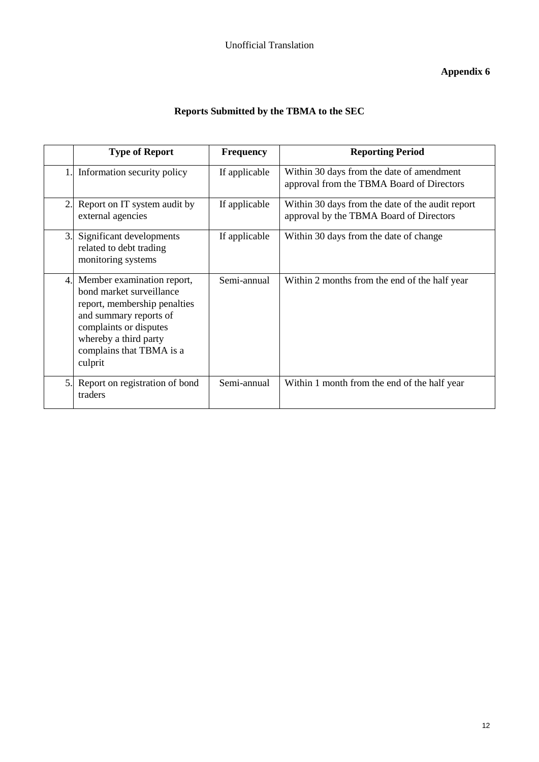Unofficial Translation

**Appendix 6**

## Reports Submitted by the TBMA to the SEC

| | Type of Report | Frequency | Reporting Period |
|---|---|---|---|
| 1. | Information security policy | If applicable | Within 30 days from the date of amendment approval from the TBMA Board of Directors |
| 2. | Report on IT system audit by external agencies | If applicable | Within 30 days from the date of the audit report approval by the TBMA Board of Directors |
| 3. | Significant developments related to debt trading monitoring systems | If applicable | Within 30 days from the date of change |
| 4. | Member examination report, bond market surveillance report, membership penalties and summary reports of complaints or disputes whereby a third party complains that TBMA is a culprit | Semi-annual | Within 2 months from the end of the half year |
| 5. | Report on registration of bond traders | Semi-annual | Within 1 month from the end of the half year |